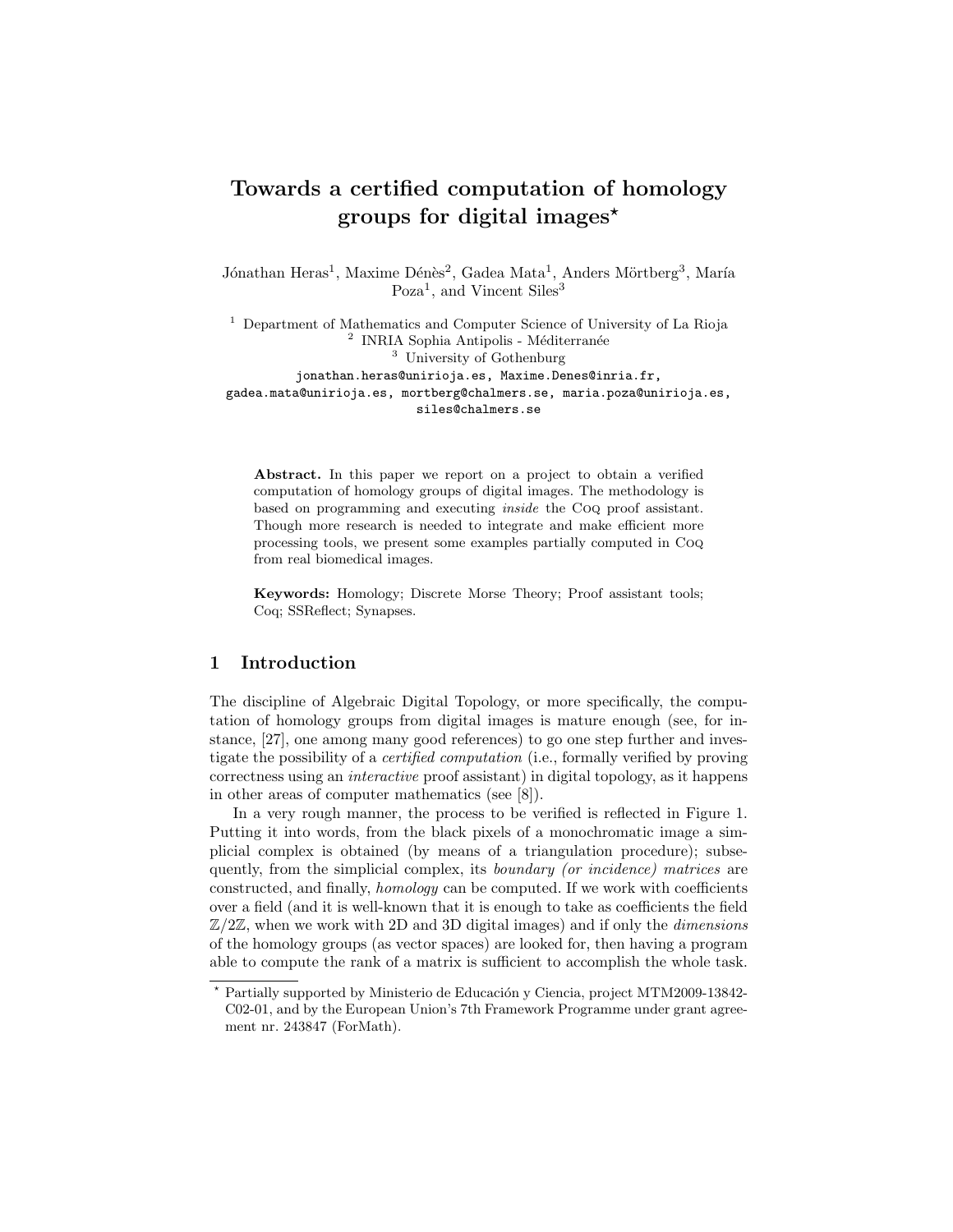# Towards a certified computation of homology groups for digital images*

Jónathan Heras[1], Maxime Dénès[2], Gadea Mata[1], Anders Mörtberg[3], María Poza[1], and Vincent Siles[3]

[1] Department of Mathematics and Computer Science of University of La Rioja
[2] INRIA Sophia Antipolis - Méditerranée
[3] University of Gothenburg

jonathan.heras@unirioja.es, Maxime.Denes@inria.fr, gadea.mata@unirioja.es, mortberg@chalmers.se, maria.poza@unirioja.es, siles@chalmers.se

**Abstract.** In this paper we report on a project to obtain a verified computation of homology groups of digital images. The methodology is based on programming and executing *inside* the Coq proof assistant. Though more research is needed to integrate and make efficient more processing tools, we present some examples partially computed in Coq from real biomedical images.

**Keywords:** Homology; Discrete Morse Theory; Proof assistant tools; Coq; SSReflect; Synapses.

## 1 Introduction

The discipline of Algebraic Digital Topology, or more specifically, the computation of homology groups from digital images is mature enough (see, for instance, [27], one among many good references) to go one step further and investigate the possibility of a *certified computation* (i.e., formally verified by proving correctness using an *interactive* proof assistant) in digital topology, as it happens in other areas of computer mathematics (see [8]).

In a very rough manner, the process to be verified is reflected in Figure 1. Putting it into words, from the black pixels of a monochromatic image a simplicial complex is obtained (by means of a triangulation procedure); subsequently, from the simplicial complex, its *boundary (or incidence) matrices* are constructed, and finally, *homology* can be computed. If we work with coefficients over a field (and it is well-known that it is enough to take as coefficients the field $\mathbb{Z}/2\mathbb{Z}$, when we work with 2D and 3D digital images) and if only the *dimensions* of the homology groups (as vector spaces) are looked for, then having a program able to compute the rank of a matrix is sufficient to accomplish the whole task.

* Partially supported by Ministerio de Educación y Ciencia, project MTM2009-13842-C02-01, and by the European Union's 7th Framework Programme under grant agreement nr. 243847 (ForMath).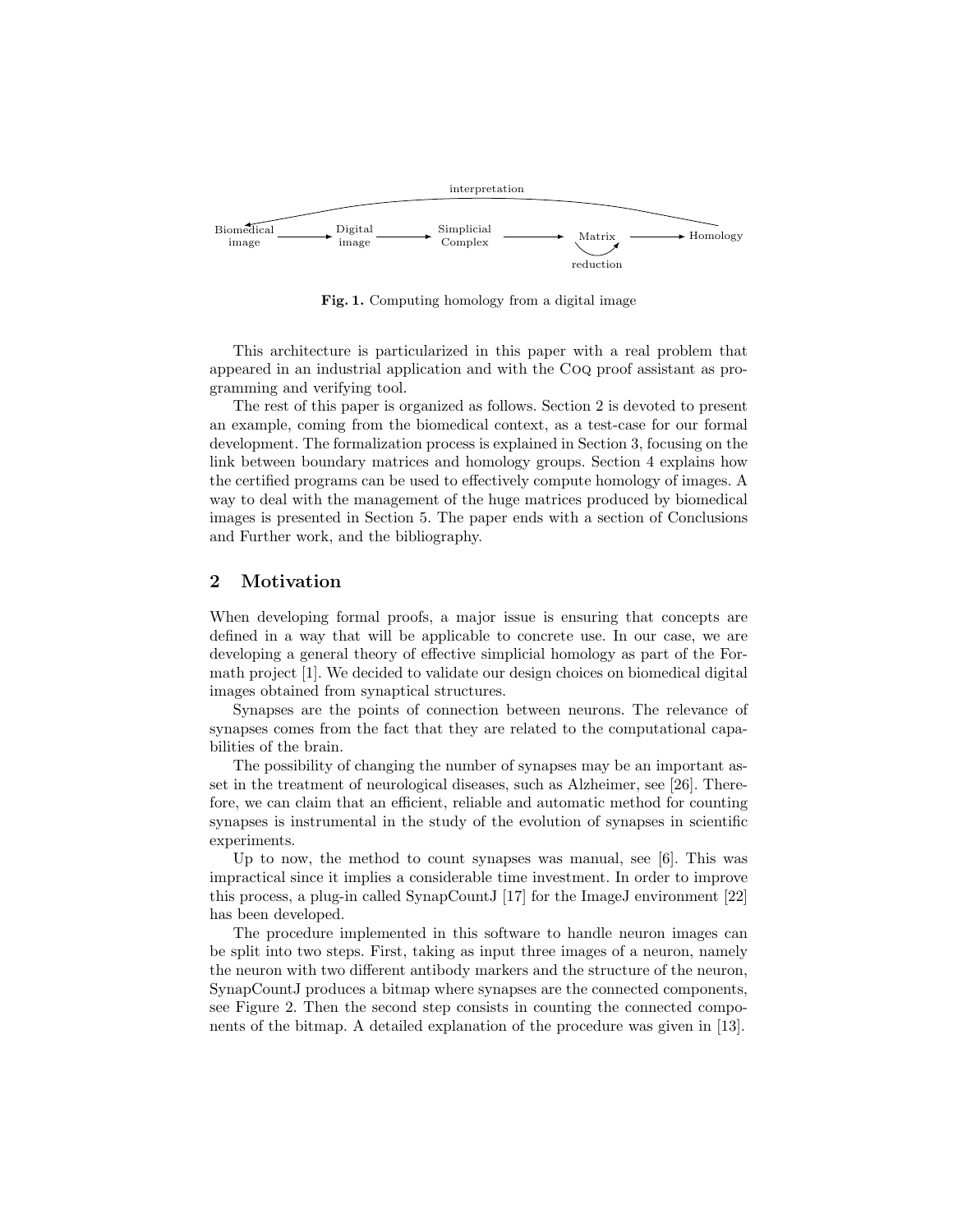Fig. 1. Computing homology from a digital image

This architecture is particularized in this paper with a real problem that appeared in an industrial application and with the Coq proof assistant as programming and verifying tool.

The rest of this paper is organized as follows. Section 2 is devoted to present an example, coming from the biomedical context, as a test-case for our formal development. The formalization process is explained in Section 3, focusing on the link between boundary matrices and homology groups. Section 4 explains how the certified programs can be used to effectively compute homology of images. A way to deal with the management of the huge matrices produced by biomedical images is presented in Section 5. The paper ends with a section of Conclusions and Further work, and the bibliography.

## 2 Motivation

When developing formal proofs, a major issue is ensuring that concepts are defined in a way that will be applicable to concrete use. In our case, we are developing a general theory of effective simplicial homology as part of the Formath project [1]. We decided to validate our design choices on biomedical digital images obtained from synaptical structures.

Synapses are the points of connection between neurons. The relevance of synapses comes from the fact that they are related to the computational capabilities of the brain.

The possibility of changing the number of synapses may be an important asset in the treatment of neurological diseases, such as Alzheimer, see [26]. Therefore, we can claim that an efficient, reliable and automatic method for counting synapses is instrumental in the study of the evolution of synapses in scientific experiments.

Up to now, the method to count synapses was manual, see [6]. This was impractical since it implies a considerable time investment. In order to improve this process, a plug-in called SynapCountJ [17] for the ImageJ environment [22] has been developed.

The procedure implemented in this software to handle neuron images can be split into two steps. First, taking as input three images of a neuron, namely the neuron with two different antibody markers and the structure of the neuron, SynapCountJ produces a bitmap where synapses are the connected components, see Figure 2. Then the second step consists in counting the connected components of the bitmap. A detailed explanation of the procedure was given in [13].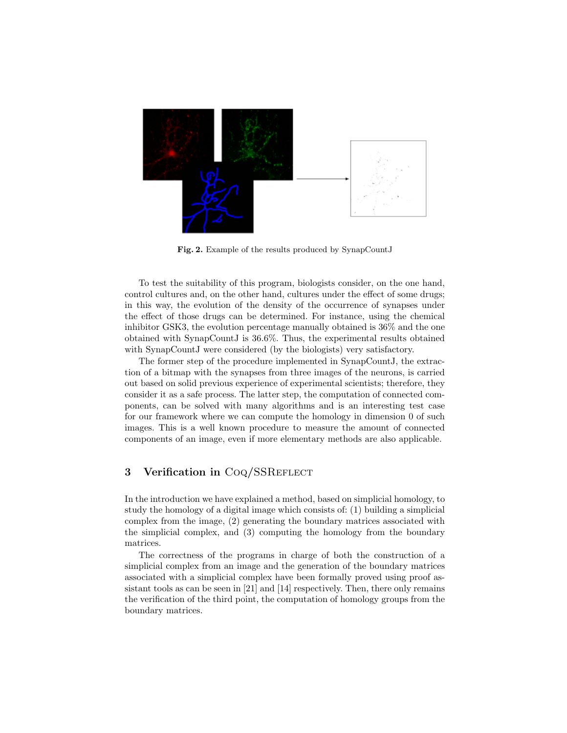**Fig. 2.** Example of the results produced by SynapCountJ

To test the suitability of this program, biologists consider, on the one hand, control cultures and, on the other hand, cultures under the effect of some drugs; in this way, the evolution of the density of the occurrence of synapses under the effect of those drugs can be determined. For instance, using the chemical inhibitor GSK3, the evolution percentage manually obtained is 36% and the one obtained with SynapCountJ is 36.6%. Thus, the experimental results obtained with SynapCountJ were considered (by the biologists) very satisfactory.

The former step of the procedure implemented in SynapCountJ, the extraction of a bitmap with the synapses from three images of the neurons, is carried out based on solid previous experience of experimental scientists; therefore, they consider it as a safe process. The latter step, the computation of connected components, can be solved with many algorithms and is an interesting test case for our framework where we can compute the homology in dimension 0 of such images. This is a well known procedure to measure the amount of connected components of an image, even if more elementary methods are also applicable.

## 3 Verification in Coq/SSReflect

In the introduction we have explained a method, based on simplicial homology, to study the homology of a digital image which consists of: (1) building a simplicial complex from the image, (2) generating the boundary matrices associated with the simplicial complex, and (3) computing the homology from the boundary matrices.

The correctness of the programs in charge of both the construction of a simplicial complex from an image and the generation of the boundary matrices associated with a simplicial complex have been formally proved using proof assistant tools as can be seen in [21] and [14] respectively. Then, there only remains the verification of the third point, the computation of homology groups from the boundary matrices.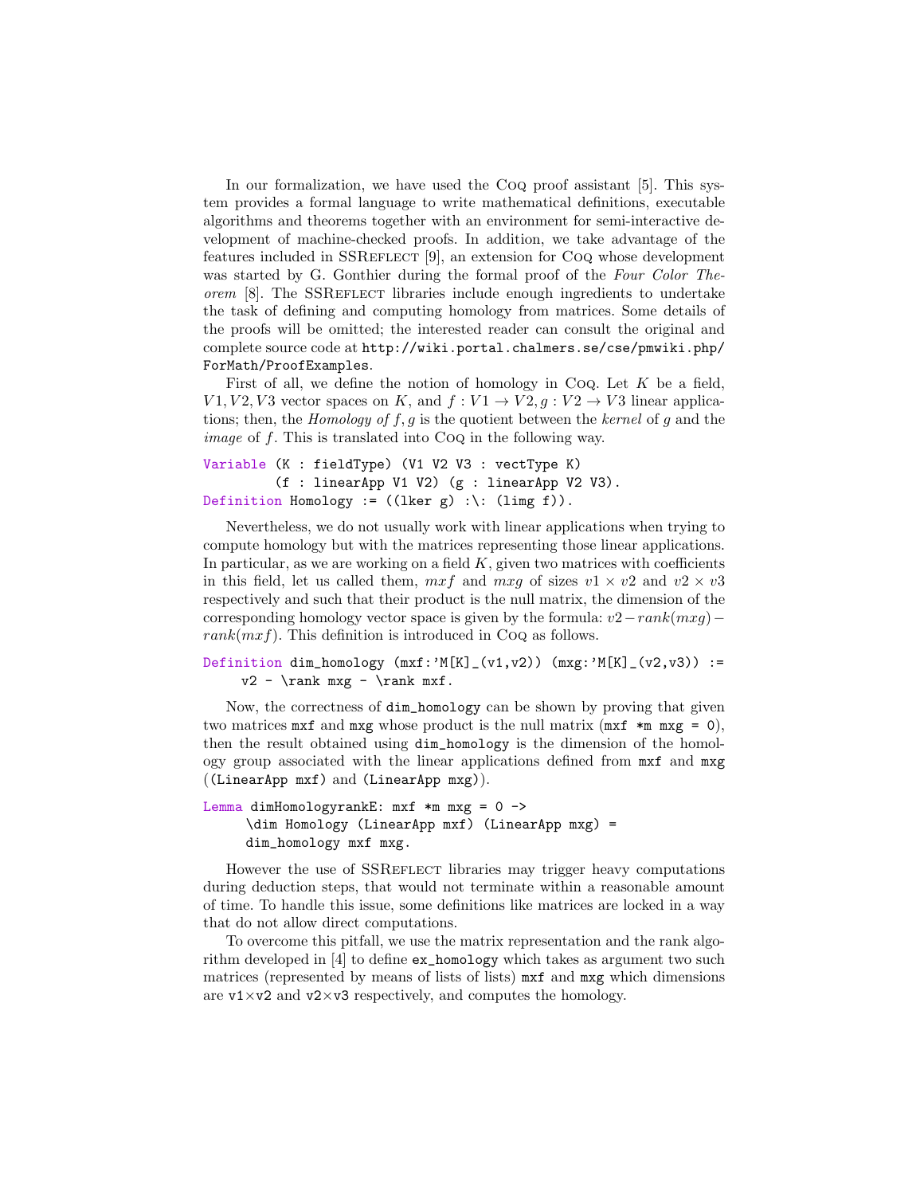In our formalization, we have used the Coq proof assistant [5]. This system provides a formal language to write mathematical definitions, executable algorithms and theorems together with an environment for semi-interactive development of machine-checked proofs. In addition, we take advantage of the features included in SSReflect [9], an extension for Coq whose development was started by G. Gonthier during the formal proof of the *Four Color Theorem* [8]. The SSReflect libraries include enough ingredients to undertake the task of defining and computing homology from matrices. Some details of the proofs will be omitted; the interested reader can consult the original and complete source code at `http://wiki.portal.chalmers.se/cse/pmwiki.php/ForMath/ProofExamples`.

First of all, we define the notion of homology in Coq. Let $K$ be a field, $V1, V2, V3$ vector spaces on $K$, and $f : V1 \rightarrow V2, g : V2 \rightarrow V3$ linear applications; then, the *Homology of* $f, g$ is the quotient between the *kernel* of $g$ and the *image* of $f$. This is translated into Coq in the following way.

```
Variable (K : fieldType) (V1 V2 V3 : vectType K)
         (f : linearApp V1 V2) (g : linearApp V2 V3).
Definition Homology := ((lker g) :\: (limg f)).
```

Nevertheless, we do not usually work with linear applications when trying to compute homology but with the matrices representing those linear applications. In particular, as we are working on a field $K$, given two matrices with coefficients in this field, let us called them, $mxf$ and $mxg$ of sizes $v1 \times v2$ and $v2 \times v3$ respectively and such that their product is the null matrix, the dimension of the corresponding homology vector space is given by the formula: $v2 - rank(mxg) - rank(mxf)$. This definition is introduced in Coq as follows.

```
Definition dim_homology (mxf:'M[K]_(v1,v2)) (mxg:'M[K]_(v2,v3)) :=
    v2 - \rank mxg - \rank mxf.
```

Now, the correctness of `dim_homology` can be shown by proving that given two matrices `mxf` and `mxg` whose product is the null matrix (`mxf *m mxg = 0`), then the result obtained using `dim_homology` is the dimension of the homology group associated with the linear applications defined from `mxf` and `mxg` (`(LinearApp mxf)` and `(LinearApp mxg)`).

```
Lemma dimHomologyrankE: mxf *m mxg = 0 ->
     \dim Homology (LinearApp mxf) (LinearApp mxg) =
     dim_homology mxf mxg.
```

However the use of SSReflect libraries may trigger heavy computations during deduction steps, that would not terminate within a reasonable amount of time. To handle this issue, some definitions like matrices are locked in a way that do not allow direct computations.

To overcome this pitfall, we use the matrix representation and the rank algorithm developed in [4] to define `ex_homology` which takes as argument two such matrices (represented by means of lists of lists) `mxf` and `mxg` which dimensions are `v1`×`v2` and `v2`×`v3` respectively, and computes the homology.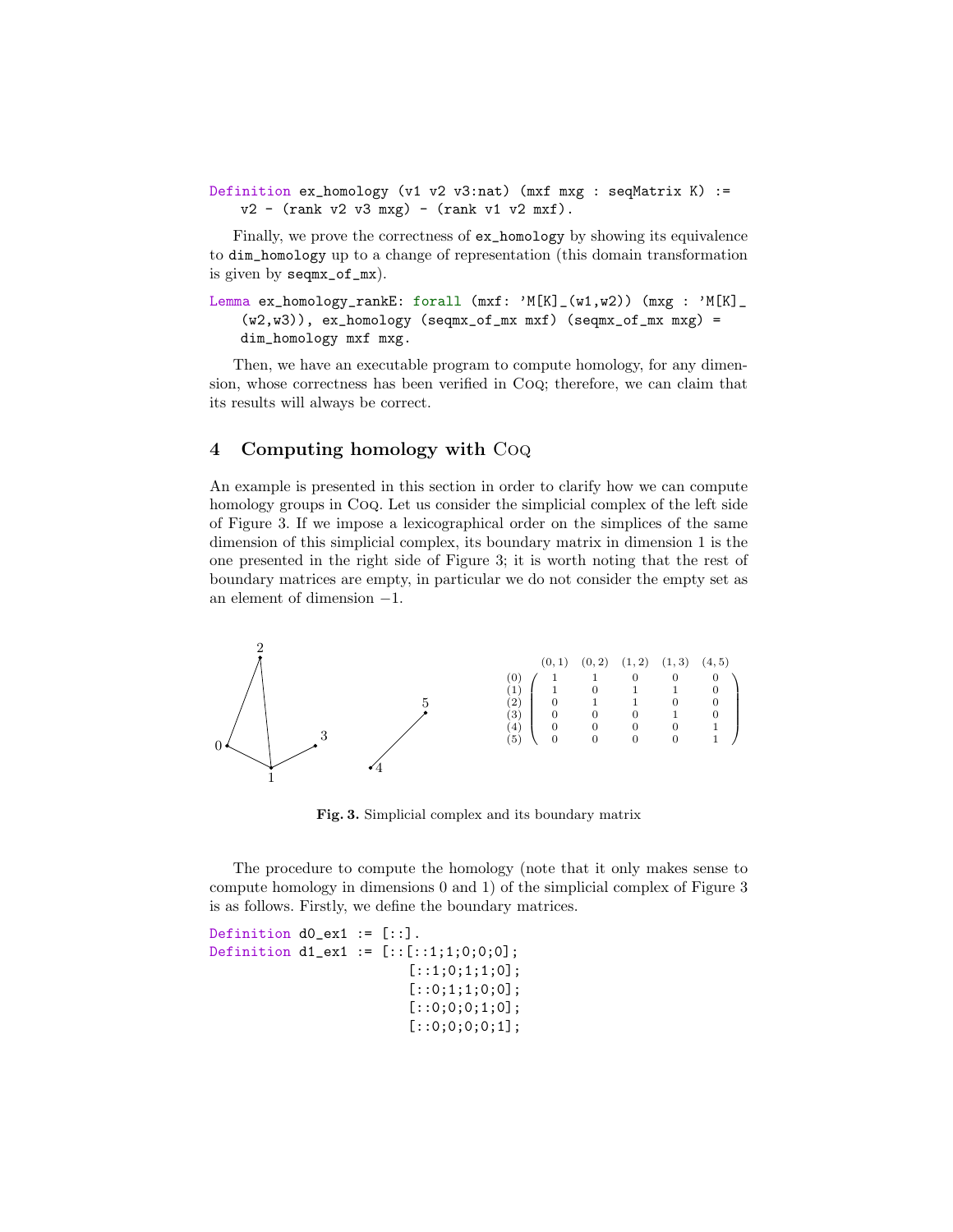```
Definition ex_homology (v1 v2 v3:nat) (mxf mxg : seqMatrix K) :=
    v2 - (rank v2 v3 mxg) - (rank v1 v2 mxf).
```

Finally, we prove the correctness of `ex_homology` by showing its equivalence to `dim_homology` up to a change of representation (this domain transformation is given by `seqmx_of_mx`).

```
Lemma ex_homology_rankE: forall (mxf: 'M[K]_(w1,w2)) (mxg : 'M[K]_
    (w2,w3)), ex_homology (seqmx_of_mx mxf) (seqmx_of_mx mxg) =
    dim_homology mxf mxg.
```

Then, we have an executable program to compute homology, for any dimension, whose correctness has been verified in Coq; therefore, we can claim that its results will always be correct.

## 4 Computing homology with Coq

An example is presented in this section in order to clarify how we can compute homology groups in Coq. Let us consider the simplicial complex of the left side of Figure 3. If we impose a lexicographical order on the simplices of the same dimension of this simplicial complex, its boundary matrix in dimension 1 is the one presented in the right side of Figure 3; it is worth noting that the rest of boundary matrices are empty, in particular we do not consider the empty set as an element of dimension $-1$.

|  | (0,1) | (0,2) | (1,2) | (1,3) | (4,5) |
|---|---|---|---|---|---|
| (0) | 1 | 1 | 0 | 0 | 0 |
| (1) | 1 | 0 | 1 | 1 | 0 |
| (2) | 0 | 1 | 1 | 0 | 0 |
| (3) | 0 | 0 | 0 | 1 | 0 |
| (4) | 0 | 0 | 0 | 0 | 1 |
| (5) | 0 | 0 | 0 | 0 | 1 |

**Fig. 3.** Simplicial complex and its boundary matrix

The procedure to compute the homology (note that it only makes sense to compute homology in dimensions 0 and 1) of the simplicial complex of Figure 3 is as follows. Firstly, we define the boundary matrices.

```
Definition d0_ex1 := [::].
Definition d1_ex1 := [::[::1;1;0;0;0];
                        [::1;0;1;1;0];
                        [::0;1;1;0;0];
                        [::0;0;0;1;0];
                        [::0;0;0;0;1];
```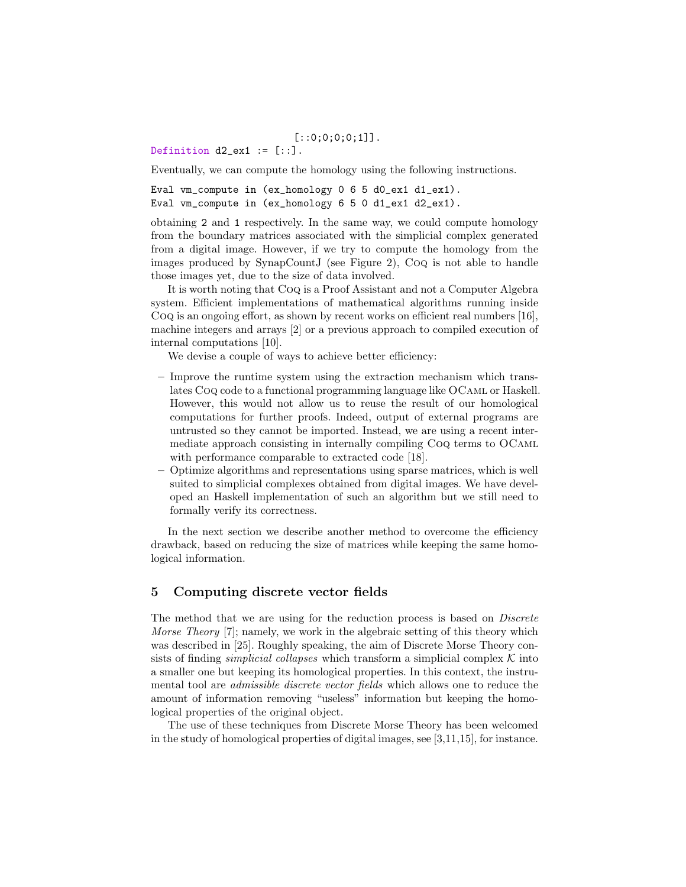```
                              [::0;0;0;0;1]].
Definition d2_ex1 := [::].
```

Eventually, we can compute the homology using the following instructions.

```
Eval vm_compute in (ex_homology 0 6 5 d0_ex1 d1_ex1).
Eval vm_compute in (ex_homology 6 5 0 d1_ex1 d2_ex1).
```

obtaining 2 and 1 respectively. In the same way, we could compute homology from the boundary matrices associated with the simplicial complex generated from a digital image. However, if we try to compute the homology from the images produced by SynapCountJ (see Figure 2), Coq is not able to handle those images yet, due to the size of data involved.

It is worth noting that Coq is a Proof Assistant and not a Computer Algebra system. Efficient implementations of mathematical algorithms running inside Coq is an ongoing effort, as shown by recent works on efficient real numbers [16], machine integers and arrays [2] or a previous approach to compiled execution of internal computations [10].

We devise a couple of ways to achieve better efficiency:

- Improve the runtime system using the extraction mechanism which translates Coq code to a functional programming language like OCaml or Haskell. However, this would not allow us to reuse the result of our homological computations for further proofs. Indeed, output of external programs are untrusted so they cannot be imported. Instead, we are using a recent intermediate approach consisting in internally compiling Coq terms to OCaml with performance comparable to extracted code [18].
- Optimize algorithms and representations using sparse matrices, which is well suited to simplicial complexes obtained from digital images. We have developed an Haskell implementation of such an algorithm but we still need to formally verify its correctness.

In the next section we describe another method to overcome the efficiency drawback, based on reducing the size of matrices while keeping the same homological information.

## 5 Computing discrete vector fields

The method that we are using for the reduction process is based on *Discrete Morse Theory* [7]; namely, we work in the algebraic setting of this theory which was described in [25]. Roughly speaking, the aim of Discrete Morse Theory consists of finding *simplicial collapses* which transform a simplicial complex $\mathcal{K}$ into a smaller one but keeping its homological properties. In this context, the instrumental tool are *admissible discrete vector fields* which allows one to reduce the amount of information removing "useless" information but keeping the homological properties of the original object.

The use of these techniques from Discrete Morse Theory has been welcomed in the study of homological properties of digital images, see [3,11,15], for instance.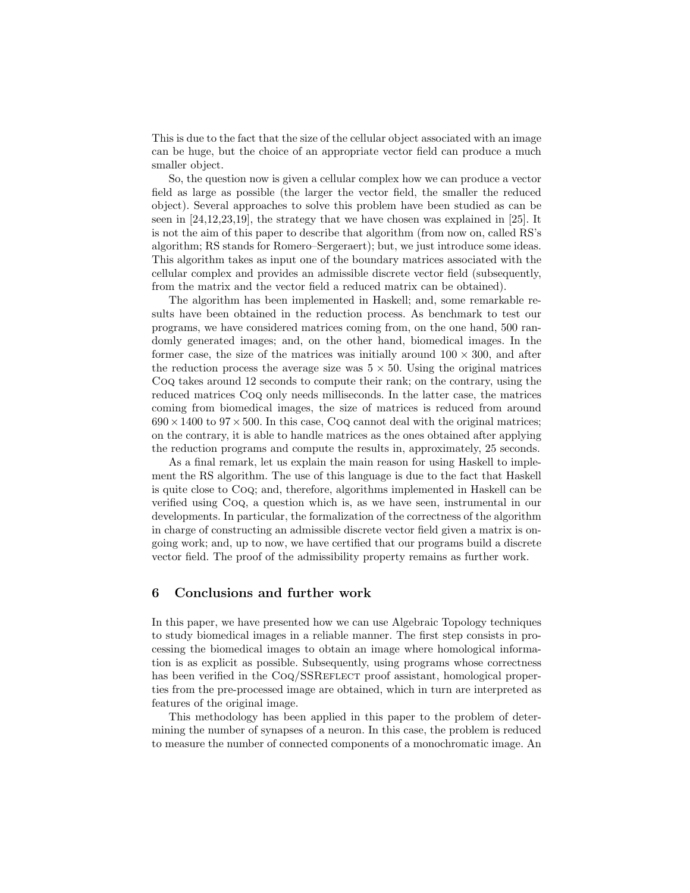This is due to the fact that the size of the cellular object associated with an image can be huge, but the choice of an appropriate vector field can produce a much smaller object.

So, the question now is given a cellular complex how we can produce a vector field as large as possible (the larger the vector field, the smaller the reduced object). Several approaches to solve this problem have been studied as can be seen in [24,12,23,19], the strategy that we have chosen was explained in [25]. It is not the aim of this paper to describe that algorithm (from now on, called RS's algorithm; RS stands for Romero–Sergeraert); but, we just introduce some ideas. This algorithm takes as input one of the boundary matrices associated with the cellular complex and provides an admissible discrete vector field (subsequently, from the matrix and the vector field a reduced matrix can be obtained).

The algorithm has been implemented in Haskell; and, some remarkable results have been obtained in the reduction process. As benchmark to test our programs, we have considered matrices coming from, on the one hand, 500 randomly generated images; and, on the other hand, biomedical images. In the former case, the size of the matrices was initially around $100 \times 300$, and after the reduction process the average size was $5 \times 50$. Using the original matrices Coq takes around 12 seconds to compute their rank; on the contrary, using the reduced matrices Coq only needs milliseconds. In the latter case, the matrices coming from biomedical images, the size of matrices is reduced from around $690 \times 1400$ to $97 \times 500$. In this case, Coq cannot deal with the original matrices; on the contrary, it is able to handle matrices as the ones obtained after applying the reduction programs and compute the results in, approximately, 25 seconds.

As a final remark, let us explain the main reason for using Haskell to implement the RS algorithm. The use of this language is due to the fact that Haskell is quite close to Coq; and, therefore, algorithms implemented in Haskell can be verified using Coq, a question which is, as we have seen, instrumental in our developments. In particular, the formalization of the correctness of the algorithm in charge of constructing an admissible discrete vector field given a matrix is ongoing work; and, up to now, we have certified that our programs build a discrete vector field. The proof of the admissibility property remains as further work.

## 6 Conclusions and further work

In this paper, we have presented how we can use Algebraic Topology techniques to study biomedical images in a reliable manner. The first step consists in processing the biomedical images to obtain an image where homological information is as explicit as possible. Subsequently, using programs whose correctness has been verified in the Coq/SSReflect proof assistant, homological properties from the pre-processed image are obtained, which in turn are interpreted as features of the original image.

This methodology has been applied in this paper to the problem of determining the number of synapses of a neuron. In this case, the problem is reduced to measure the number of connected components of a monochromatic image. An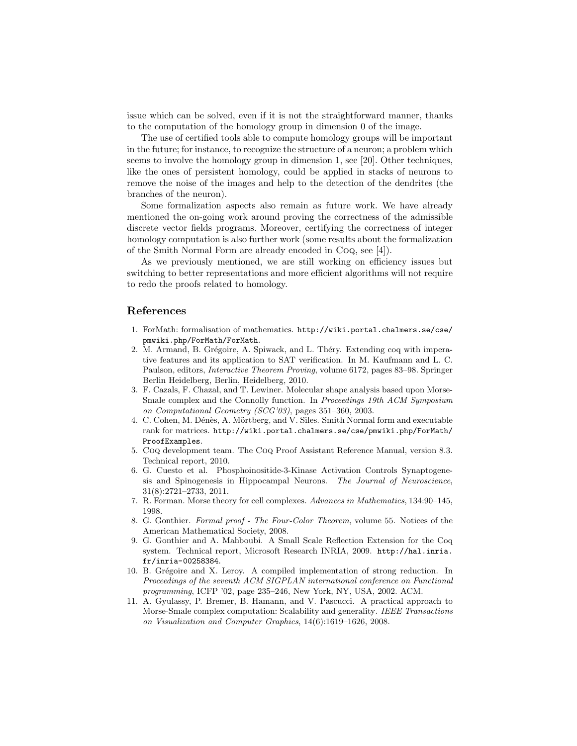issue which can be solved, even if it is not the straightforward manner, thanks to the computation of the homology group in dimension 0 of the image.

The use of certified tools able to compute homology groups will be important in the future; for instance, to recognize the structure of a neuron; a problem which seems to involve the homology group in dimension 1, see [20]. Other techniques, like the ones of persistent homology, could be applied in stacks of neurons to remove the noise of the images and help to the detection of the dendrites (the branches of the neuron).

Some formalization aspects also remain as future work. We have already mentioned the on-going work around proving the correctness of the admissible discrete vector fields programs. Moreover, certifying the correctness of integer homology computation is also further work (some results about the formalization of the Smith Normal Form are already encoded in Coq, see [4]).

As we previously mentioned, we are still working on efficiency issues but switching to better representations and more efficient algorithms will not require to redo the proofs related to homology.

## References

1. ForMath: formalisation of mathematics. `http://wiki.portal.chalmers.se/cse/pmwiki.php/ForMath/ForMath`.
2. M. Armand, B. Grégoire, A. Spiwack, and L. Théry. Extending coq with imperative features and its application to SAT verification. In M. Kaufmann and L. C. Paulson, editors, *Interactive Theorem Proving*, volume 6172, pages 83–98. Springer Berlin Heidelberg, Berlin, Heidelberg, 2010.
3. F. Cazals, F. Chazal, and T. Lewiner. Molecular shape analysis based upon Morse-Smale complex and the Connolly function. In *Proceedings 19th ACM Symposium on Computational Geometry (SCG'03)*, pages 351–360, 2003.
4. C. Cohen, M. Dénès, A. Mörtberg, and V. Siles. Smith Normal form and executable rank for matrices. `http://wiki.portal.chalmers.se/cse/pmwiki.php/ForMath/ProofExamples`.
5. Coq development team. The Coq Proof Assistant Reference Manual, version 8.3. Technical report, 2010.
6. G. Cuesto et al. Phosphoinositide-3-Kinase Activation Controls Synaptogenesis and Spinogenesis in Hippocampal Neurons. *The Journal of Neuroscience*, 31(8):2721–2733, 2011.
7. R. Forman. Morse theory for cell complexes. *Advances in Mathematics*, 134:90–145, 1998.
8. G. Gonthier. *Formal proof - The Four-Color Theorem*, volume 55. Notices of the American Mathematical Society, 2008.
9. G. Gonthier and A. Mahboubi. A Small Scale Reflection Extension for the Coq system. Technical report, Microsoft Research INRIA, 2009. `http://hal.inria.fr/inria-00258384`.
10. B. Grégoire and X. Leroy. A compiled implementation of strong reduction. In *Proceedings of the seventh ACM SIGPLAN international conference on Functional programming*, ICFP '02, page 235–246, New York, NY, USA, 2002. ACM.
11. A. Gyulassy, P. Bremer, B. Hamann, and V. Pascucci. A practical approach to Morse-Smale complex computation: Scalability and generality. *IEEE Transactions on Visualization and Computer Graphics*, 14(6):1619–1626, 2008.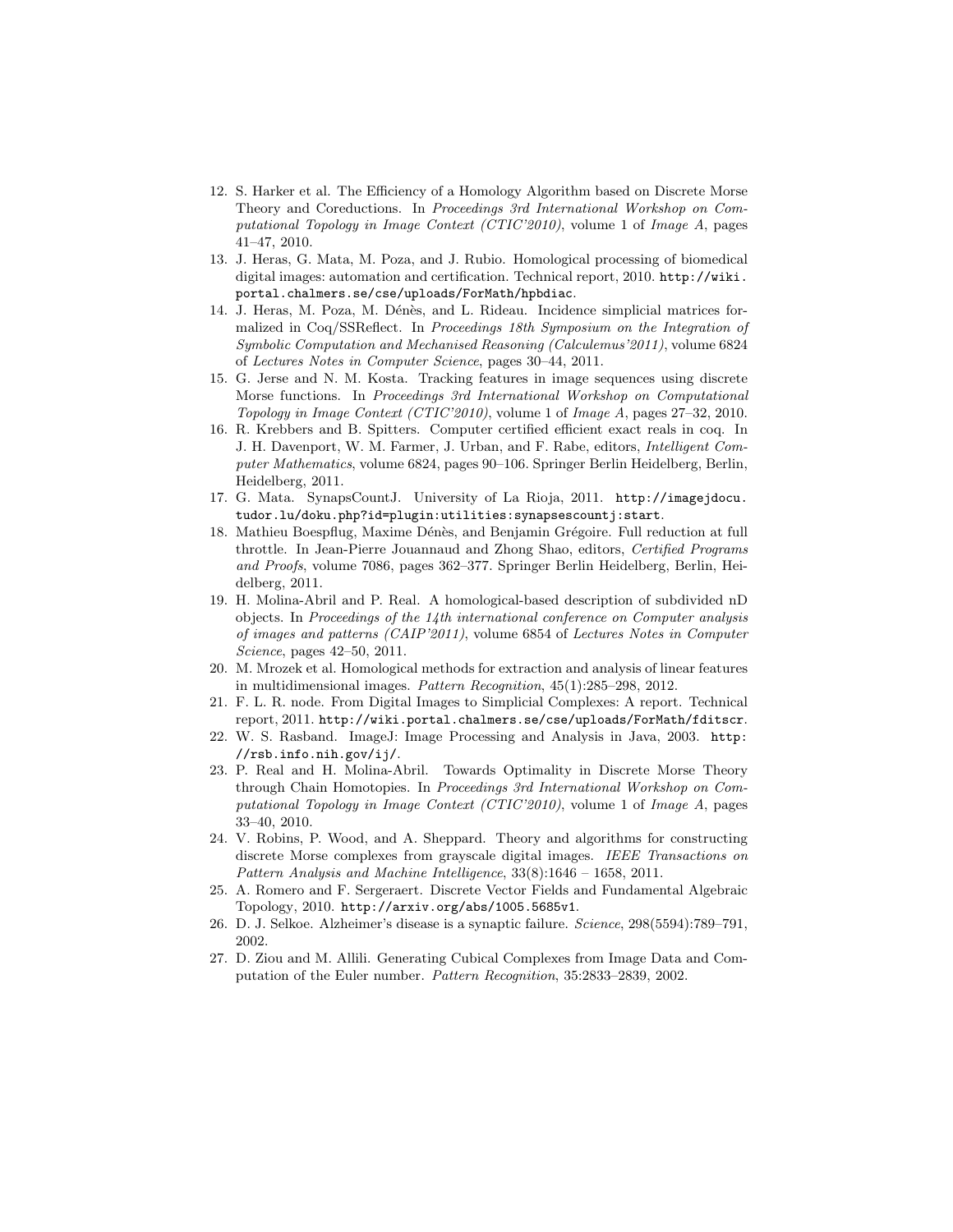12. S. Harker et al. The Efficiency of a Homology Algorithm based on Discrete Morse Theory and Coreductions. In *Proceedings 3rd International Workshop on Computational Topology in Image Context (CTIC'2010)*, volume 1 of *Image A*, pages 41–47, 2010.
13. J. Heras, G. Mata, M. Poza, and J. Rubio. Homological processing of biomedical digital images: automation and certification. Technical report, 2010. `http://wiki.portal.chalmers.se/cse/uploads/ForMath/hpbdiac`.
14. J. Heras, M. Poza, M. Dénès, and L. Rideau. Incidence simplicial matrices formalized in Coq/SSReflect. In *Proceedings 18th Symposium on the Integration of Symbolic Computation and Mechanised Reasoning (Calculemus'2011)*, volume 6824 of *Lectures Notes in Computer Science*, pages 30–44, 2011.
15. G. Jerse and N. M. Kosta. Tracking features in image sequences using discrete Morse functions. In *Proceedings 3rd International Workshop on Computational Topology in Image Context (CTIC'2010)*, volume 1 of *Image A*, pages 27–32, 2010.
16. R. Krebbers and B. Spitters. Computer certified efficient exact reals in coq. In J. H. Davenport, W. M. Farmer, J. Urban, and F. Rabe, editors, *Intelligent Computer Mathematics*, volume 6824, pages 90–106. Springer Berlin Heidelberg, Berlin, Heidelberg, 2011.
17. G. Mata. SynapsCountJ. University of La Rioja, 2011. `http://imagejdocu.tudor.lu/doku.php?id=plugin:utilities:synapsescountj:start`.
18. Mathieu Boespflug, Maxime Dénès, and Benjamin Grégoire. Full reduction at full throttle. In Jean-Pierre Jouannaud and Zhong Shao, editors, *Certified Programs and Proofs*, volume 7086, pages 362–377. Springer Berlin Heidelberg, Berlin, Heidelberg, 2011.
19. H. Molina-Abril and P. Real. A homological-based description of subdivided nD objects. In *Proceedings of the 14th international conference on Computer analysis of images and patterns (CAIP'2011)*, volume 6854 of *Lectures Notes in Computer Science*, pages 42–50, 2011.
20. M. Mrozek et al. Homological methods for extraction and analysis of linear features in multidimensional images. *Pattern Recognition*, 45(1):285–298, 2012.
21. F. L. R. node. From Digital Images to Simplicial Complexes: A report. Technical report, 2011. `http://wiki.portal.chalmers.se/cse/uploads/ForMath/fditscr`.
22. W. S. Rasband. ImageJ: Image Processing and Analysis in Java, 2003. `http://rsb.info.nih.gov/ij/`.
23. P. Real and H. Molina-Abril. Towards Optimality in Discrete Morse Theory through Chain Homotopies. In *Proceedings 3rd International Workshop on Computational Topology in Image Context (CTIC'2010)*, volume 1 of *Image A*, pages 33–40, 2010.
24. V. Robins, P. Wood, and A. Sheppard. Theory and algorithms for constructing discrete Morse complexes from grayscale digital images. *IEEE Transactions on Pattern Analysis and Machine Intelligence*, 33(8):1646 – 1658, 2011.
25. A. Romero and F. Sergeraert. Discrete Vector Fields and Fundamental Algebraic Topology, 2010. `http://arxiv.org/abs/1005.5685v1`.
26. D. J. Selkoe. Alzheimer's disease is a synaptic failure. *Science*, 298(5594):789–791, 2002.
27. D. Ziou and M. Allili. Generating Cubical Complexes from Image Data and Computation of the Euler number. *Pattern Recognition*, 35:2833–2839, 2002.